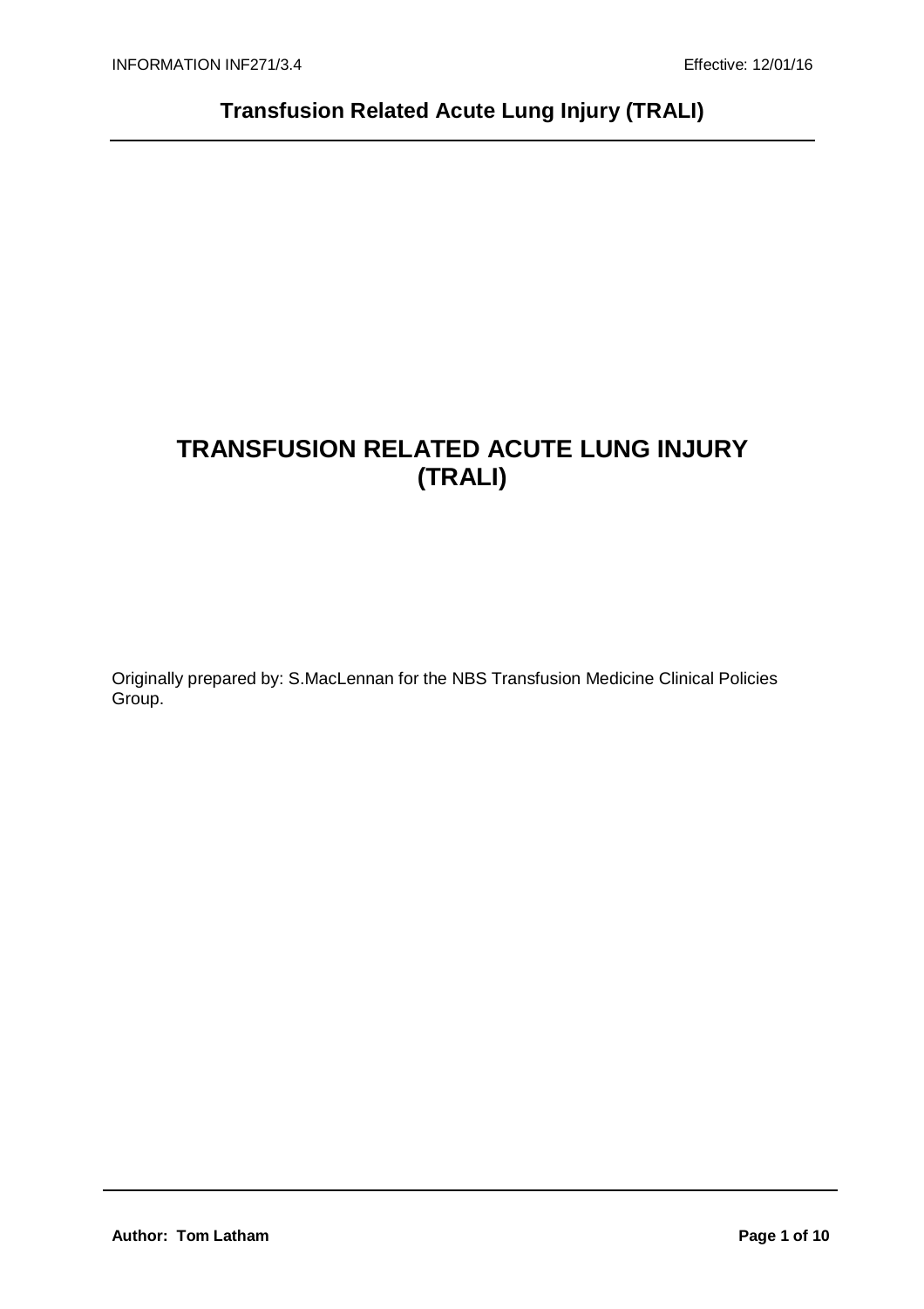# TRANSFUSION RELATED ACUTE LUNG INJURY (TRALI)

Originally prepared by: S.MacLennan for the NBS Transfusion Medicine Clinical Policies Group.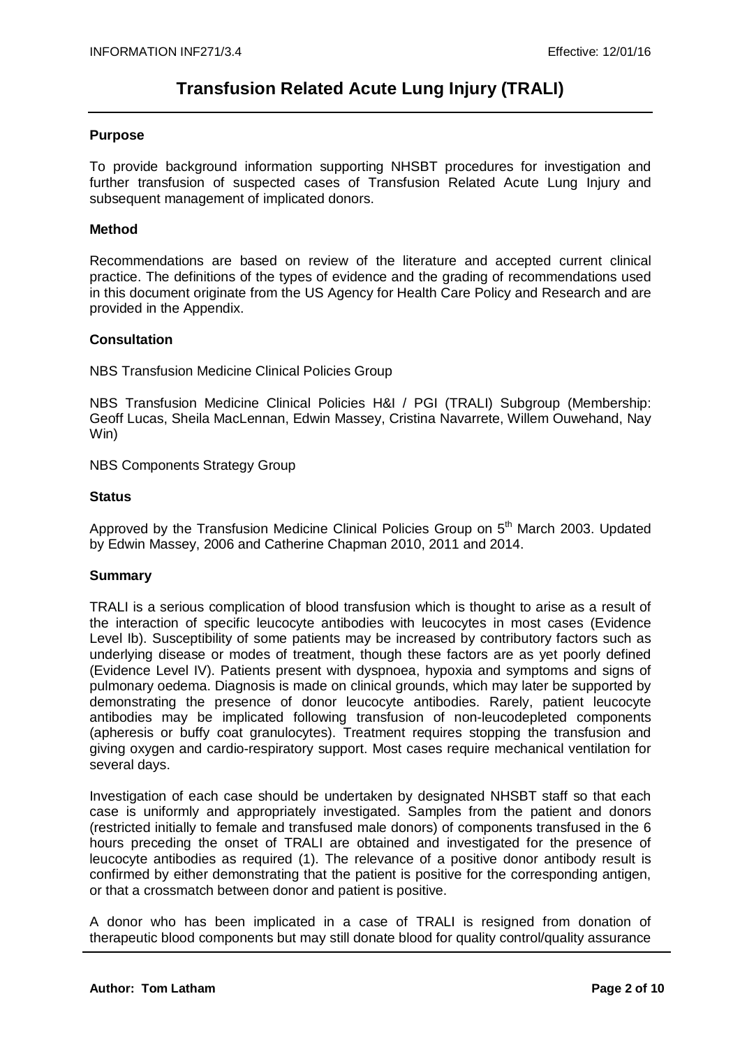# Transfusion Related Acute Lung Injury (TRALI)

### Purpose

To provide background information supporting NHSBT procedures for investigation and further transfusion of suspected cases of Transfusion Related Acute Lung Injury and subsequent management of implicated donors.

### Method

Recommendations are based on review of the literature and accepted current clinical practice. The definitions of the types of evidence and the grading of recommendations used in this document originate from the US Agency for Health Care Policy and Research and are provided in the Appendix.

### Consultation

NBS Transfusion Medicine Clinical Policies Group

NBS Transfusion Medicine Clinical Policies H&I / PGI (TRALI) Subgroup (Membership: Geoff Lucas, Sheila MacLennan, Edwin Massey, Cristina Navarrete, Willem Ouwehand, Nay Win)

NBS Components Strategy Group

### Status

Approved by the Transfusion Medicine Clinical Policies Group on 5th March 2003. Updated by Edwin Massey, 2006 and Catherine Chapman 2010, 2011 and 2014.

### Summary

TRALI is a serious complication of blood transfusion which is thought to arise as a result of the interaction of specific leucocyte antibodies with leucocytes in most cases (Evidence Level Ib). Susceptibility of some patients may be increased by contributory factors such as underlying disease or modes of treatment, though these factors are as yet poorly defined (Evidence Level IV). Patients present with dyspnoea, hypoxia and symptoms and signs of pulmonary oedema. Diagnosis is made on clinical grounds, which may later be supported by demonstrating the presence of donor leucocyte antibodies. Rarely, patient leucocyte antibodies may be implicated following transfusion of non-leucodepleted components (apheresis or buffy coat granulocytes). Treatment requires stopping the transfusion and giving oxygen and cardio-respiratory support. Most cases require mechanical ventilation for several days.

Investigation of each case should be undertaken by designated NHSBT staff so that each case is uniformly and appropriately investigated. Samples from the patient and donors (restricted initially to female and transfused male donors) of components transfused in the 6 hours preceding the onset of TRALI are obtained and investigated for the presence of leucocyte antibodies as required (1). The relevance of a positive donor antibody result is confirmed by either demonstrating that the patient is positive for the corresponding antigen, or that a crossmatch between donor and patient is positive.

A donor who has been implicated in a case of TRALI is resigned from donation of therapeutic blood components but may still donate blood for quality control/quality assurance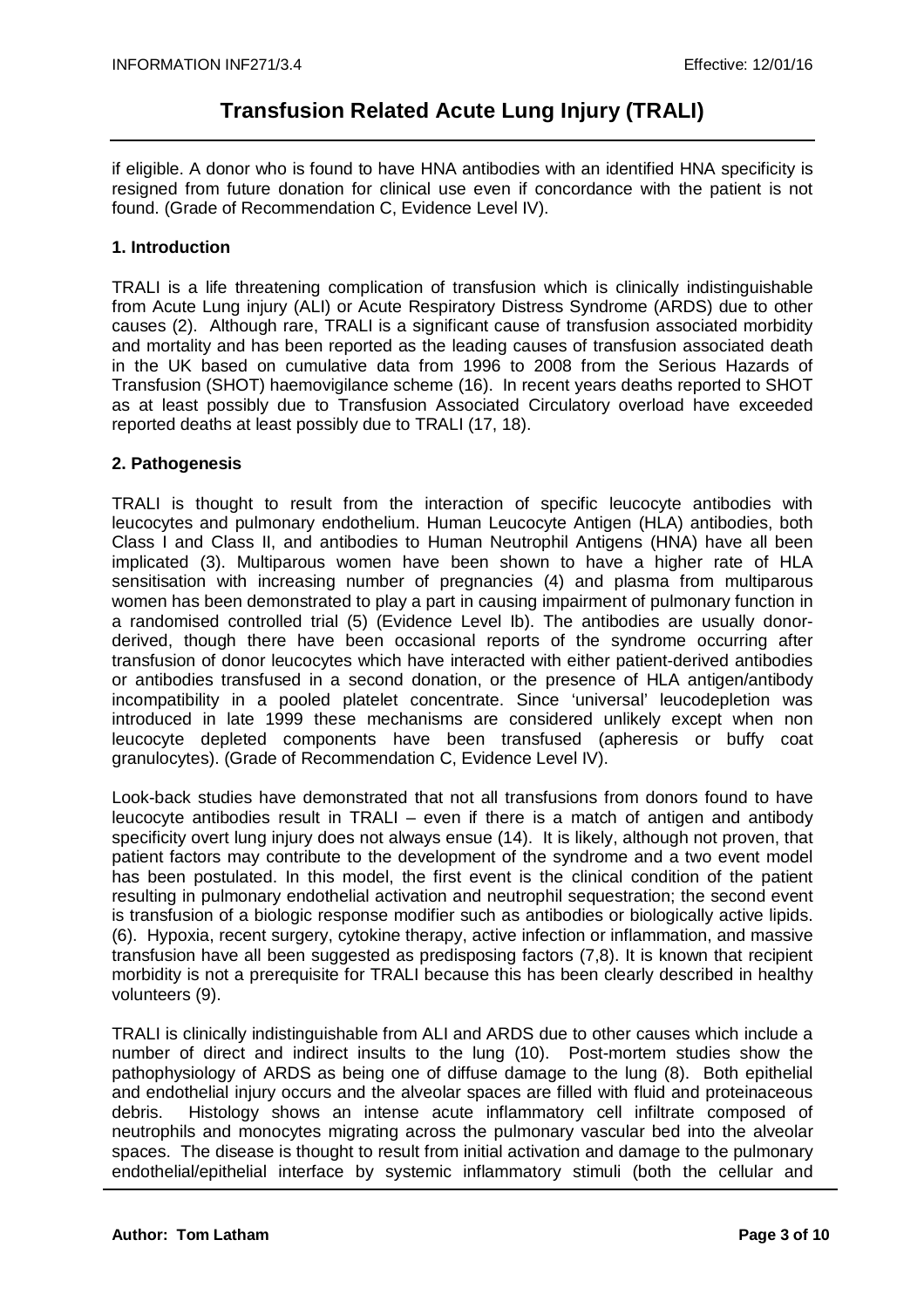if eligible. A donor who is found to have HNA antibodies with an identified HNA specificity is resigned from future donation for clinical use even if concordance with the patient is not found. (Grade of Recommendation C, Evidence Level IV).

## 1. Introduction

TRALI is a life threatening complication of transfusion which is clinically indistinguishable from Acute Lung injury (ALI) or Acute Respiratory Distress Syndrome (ARDS) due to other causes (2). Although rare, TRALI is a significant cause of transfusion associated morbidity and mortality and has been reported as the leading causes of transfusion associated death in the UK based on cumulative data from 1996 to 2008 from the Serious Hazards of Transfusion (SHOT) haemovigilance scheme (16). In recent years deaths reported to SHOT as at least possibly due to Transfusion Associated Circulatory overload have exceeded reported deaths at least possibly due to TRALI (17, 18).

## 2. Pathogenesis

TRALI is thought to result from the interaction of specific leucocyte antibodies with leucocytes and pulmonary endothelium. Human Leucocyte Antigen (HLA) antibodies, both Class I and Class II, and antibodies to Human Neutrophil Antigens (HNA) have all been implicated (3). Multiparous women have been shown to have a higher rate of HLA sensitisation with increasing number of pregnancies (4) and plasma from multiparous women has been demonstrated to play a part in causing impairment of pulmonary function in a randomised controlled trial (5) (Evidence Level Ib). The antibodies are usually donor-derived, though there have been occasional reports of the syndrome occurring after transfusion of donor leucocytes which have interacted with either patient-derived antibodies or antibodies transfused in a second donation, or the presence of HLA antigen/antibody incompatibility in a pooled platelet concentrate. Since 'universal' leucodepletion was introduced in late 1999 these mechanisms are considered unlikely except when non leucocyte depleted components have been transfused (apheresis or buffy coat granulocytes). (Grade of Recommendation C, Evidence Level IV).

Look-back studies have demonstrated that not all transfusions from donors found to have leucocyte antibodies result in TRALI – even if there is a match of antigen and antibody specificity overt lung injury does not always ensue (14). It is likely, although not proven, that patient factors may contribute to the development of the syndrome and a two event model has been postulated. In this model, the first event is the clinical condition of the patient resulting in pulmonary endothelial activation and neutrophil sequestration; the second event is transfusion of a biologic response modifier such as antibodies or biologically active lipids. (6). Hypoxia, recent surgery, cytokine therapy, active infection or inflammation, and massive transfusion have all been suggested as predisposing factors (7,8). It is known that recipient morbidity is not a prerequisite for TRALI because this has been clearly described in healthy volunteers (9).

TRALI is clinically indistinguishable from ALI and ARDS due to other causes which include a number of direct and indirect insults to the lung (10). Post-mortem studies show the pathophysiology of ARDS as being one of diffuse damage to the lung (8). Both epithelial and endothelial injury occurs and the alveolar spaces are filled with fluid and proteinaceous debris. Histology shows an intense acute inflammatory cell infiltrate composed of neutrophils and monocytes migrating across the pulmonary vascular bed into the alveolar spaces. The disease is thought to result from initial activation and damage to the pulmonary endothelial/epithelial interface by systemic inflammatory stimuli (both the cellular and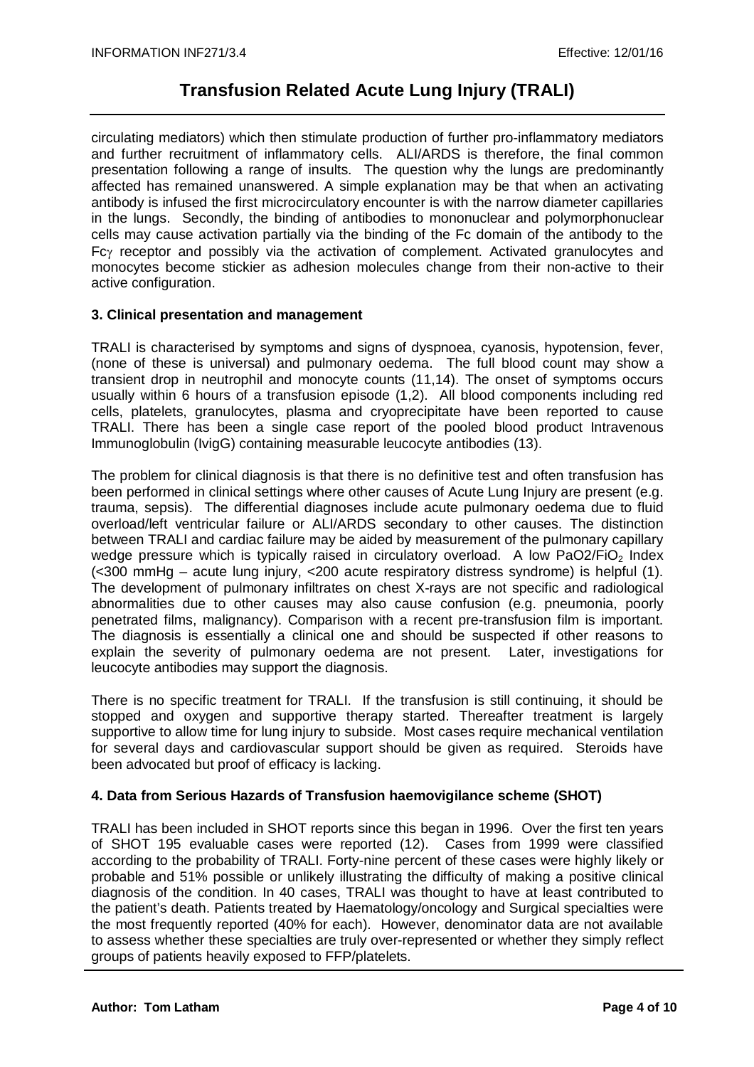circulating mediators) which then stimulate production of further pro-inflammatory mediators and further recruitment of inflammatory cells. ALI/ARDS is therefore, the final common presentation following a range of insults. The question why the lungs are predominantly affected has remained unanswered. A simple explanation may be that when an activating antibody is infused the first microcirculatory encounter is with the narrow diameter capillaries in the lungs. Secondly, the binding of antibodies to mononuclear and polymorphonuclear cells may cause activation partially via the binding of the Fc domain of the antibody to the $Fc\gamma$ receptor and possibly via the activation of complement. Activated granulocytes and monocytes become stickier as adhesion molecules change from their non-active to their active configuration.

### 3. Clinical presentation and management

TRALI is characterised by symptoms and signs of dyspnoea, cyanosis, hypotension, fever, (none of these is universal) and pulmonary oedema. The full blood count may show a transient drop in neutrophil and monocyte counts (11,14). The onset of symptoms occurs usually within 6 hours of a transfusion episode (1,2). All blood components including red cells, platelets, granulocytes, plasma and cryoprecipitate have been reported to cause TRALI. There has been a single case report of the pooled blood product Intravenous Immunoglobulin (IvigG) containing measurable leucocyte antibodies (13).

The problem for clinical diagnosis is that there is no definitive test and often transfusion has been performed in clinical settings where other causes of Acute Lung Injury are present (e.g. trauma, sepsis). The differential diagnoses include acute pulmonary oedema due to fluid overload/left ventricular failure or ALI/ARDS secondary to other causes. The distinction between TRALI and cardiac failure may be aided by measurement of the pulmonary capillary wedge pressure which is typically raised in circulatory overload. A low $PaO2/FiO_2$ Index (<300 mmHg – acute lung injury, <200 acute respiratory distress syndrome) is helpful (1). The development of pulmonary infiltrates on chest X-rays are not specific and radiological abnormalities due to other causes may also cause confusion (e.g. pneumonia, poorly penetrated films, malignancy). Comparison with a recent pre-transfusion film is important. The diagnosis is essentially a clinical one and should be suspected if other reasons to explain the severity of pulmonary oedema are not present. Later, investigations for leucocyte antibodies may support the diagnosis.

There is no specific treatment for TRALI. If the transfusion is still continuing, it should be stopped and oxygen and supportive therapy started. Thereafter treatment is largely supportive to allow time for lung injury to subside. Most cases require mechanical ventilation for several days and cardiovascular support should be given as required. Steroids have been advocated but proof of efficacy is lacking.

### 4. Data from Serious Hazards of Transfusion haemovigilance scheme (SHOT)

TRALI has been included in SHOT reports since this began in 1996. Over the first ten years of SHOT 195 evaluable cases were reported (12). Cases from 1999 were classified according to the probability of TRALI. Forty-nine percent of these cases were highly likely or probable and 51% possible or unlikely illustrating the difficulty of making a positive clinical diagnosis of the condition. In 40 cases, TRALI was thought to have at least contributed to the patient's death. Patients treated by Haematology/oncology and Surgical specialties were the most frequently reported (40% for each). However, denominator data are not available to assess whether these specialties are truly over-represented or whether they simply reflect groups of patients heavily exposed to FFP/platelets.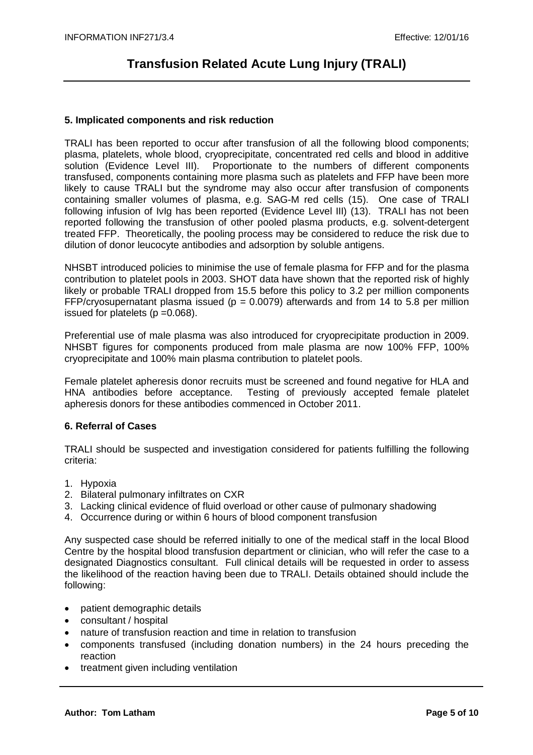### 5. Implicated components and risk reduction

TRALI has been reported to occur after transfusion of all the following blood components; plasma, platelets, whole blood, cryoprecipitate, concentrated red cells and blood in additive solution (Evidence Level III). Proportionate to the numbers of different components transfused, components containing more plasma such as platelets and FFP have been more likely to cause TRALI but the syndrome may also occur after transfusion of components containing smaller volumes of plasma, e.g. SAG-M red cells (15). One case of TRALI following infusion of IvIg has been reported (Evidence Level III) (13). TRALI has not been reported following the transfusion of other pooled plasma products, e.g. solvent-detergent treated FFP. Theoretically, the pooling process may be considered to reduce the risk due to dilution of donor leucocyte antibodies and adsorption by soluble antigens.

NHSBT introduced policies to minimise the use of female plasma for FFP and for the plasma contribution to platelet pools in 2003. SHOT data have shown that the reported risk of highly likely or probable TRALI dropped from 15.5 before this policy to 3.2 per million components FFP/cryosupernatant plasma issued ($p = 0.0079$) afterwards and from 14 to 5.8 per million issued for platelets ($p = 0.068$).

Preferential use of male plasma was also introduced for cryoprecipitate production in 2009. NHSBT figures for components produced from male plasma are now 100% FFP, 100% cryoprecipitate and 100% main plasma contribution to platelet pools.

Female platelet apheresis donor recruits must be screened and found negative for HLA and HNA antibodies before acceptance. Testing of previously accepted female platelet apheresis donors for these antibodies commenced in October 2011.

### 6. Referral of Cases

TRALI should be suspected and investigation considered for patients fulfilling the following criteria:

1. Hypoxia
2. Bilateral pulmonary infiltrates on CXR
3. Lacking clinical evidence of fluid overload or other cause of pulmonary shadowing
4. Occurrence during or within 6 hours of blood component transfusion

Any suspected case should be referred initially to one of the medical staff in the local Blood Centre by the hospital blood transfusion department or clinician, who will refer the case to a designated Diagnostics consultant. Full clinical details will be requested in order to assess the likelihood of the reaction having been due to TRALI. Details obtained should include the following:

- patient demographic details
- consultant / hospital
- nature of transfusion reaction and time in relation to transfusion
- components transfused (including donation numbers) in the 24 hours preceding the reaction
- treatment given including ventilation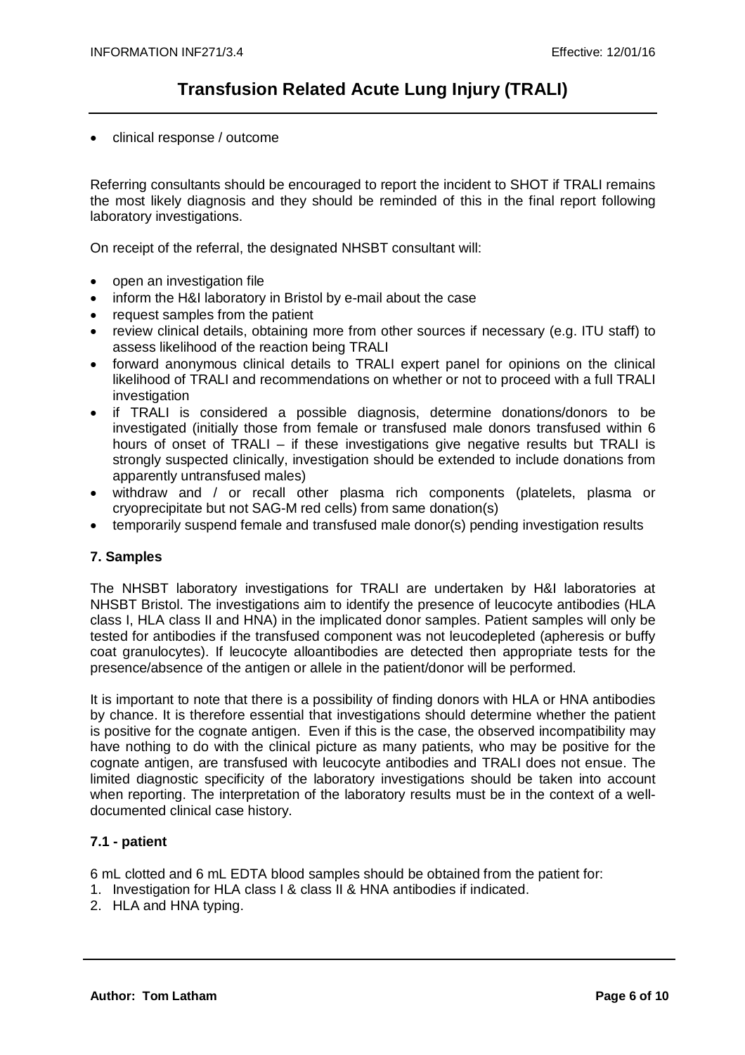- clinical response / outcome

Referring consultants should be encouraged to report the incident to SHOT if TRALI remains the most likely diagnosis and they should be reminded of this in the final report following laboratory investigations.

On receipt of the referral, the designated NHSBT consultant will:

- open an investigation file
- inform the H&I laboratory in Bristol by e-mail about the case
- request samples from the patient
- review clinical details, obtaining more from other sources if necessary (e.g. ITU staff) to assess likelihood of the reaction being TRALI
- forward anonymous clinical details to TRALI expert panel for opinions on the clinical likelihood of TRALI and recommendations on whether or not to proceed with a full TRALI investigation
- if TRALI is considered a possible diagnosis, determine donations/donors to be investigated (initially those from female or transfused male donors transfused within 6 hours of onset of TRALI – if these investigations give negative results but TRALI is strongly suspected clinically, investigation should be extended to include donations from apparently untransfused males)
- withdraw and / or recall other plasma rich components (platelets, plasma or cryoprecipitate but not SAG-M red cells) from same donation(s)
- temporarily suspend female and transfused male donor(s) pending investigation results

### 7. Samples

The NHSBT laboratory investigations for TRALI are undertaken by H&I laboratories at NHSBT Bristol. The investigations aim to identify the presence of leucocyte antibodies (HLA class I, HLA class II and HNA) in the implicated donor samples. Patient samples will only be tested for antibodies if the transfused component was not leucodepleted (apheresis or buffy coat granulocytes). If leucocyte alloantibodies are detected then appropriate tests for the presence/absence of the antigen or allele in the patient/donor will be performed.

It is important to note that there is a possibility of finding donors with HLA or HNA antibodies by chance. It is therefore essential that investigations should determine whether the patient is positive for the cognate antigen. Even if this is the case, the observed incompatibility may have nothing to do with the clinical picture as many patients, who may be positive for the cognate antigen, are transfused with leucocyte antibodies and TRALI does not ensue. The limited diagnostic specificity of the laboratory investigations should be taken into account when reporting. The interpretation of the laboratory results must be in the context of a well-documented clinical case history.

### 7.1 - patient

6 mL clotted and 6 mL EDTA blood samples should be obtained from the patient for:

1. Investigation for HLA class I & class II & HNA antibodies if indicated.
2. HLA and HNA typing.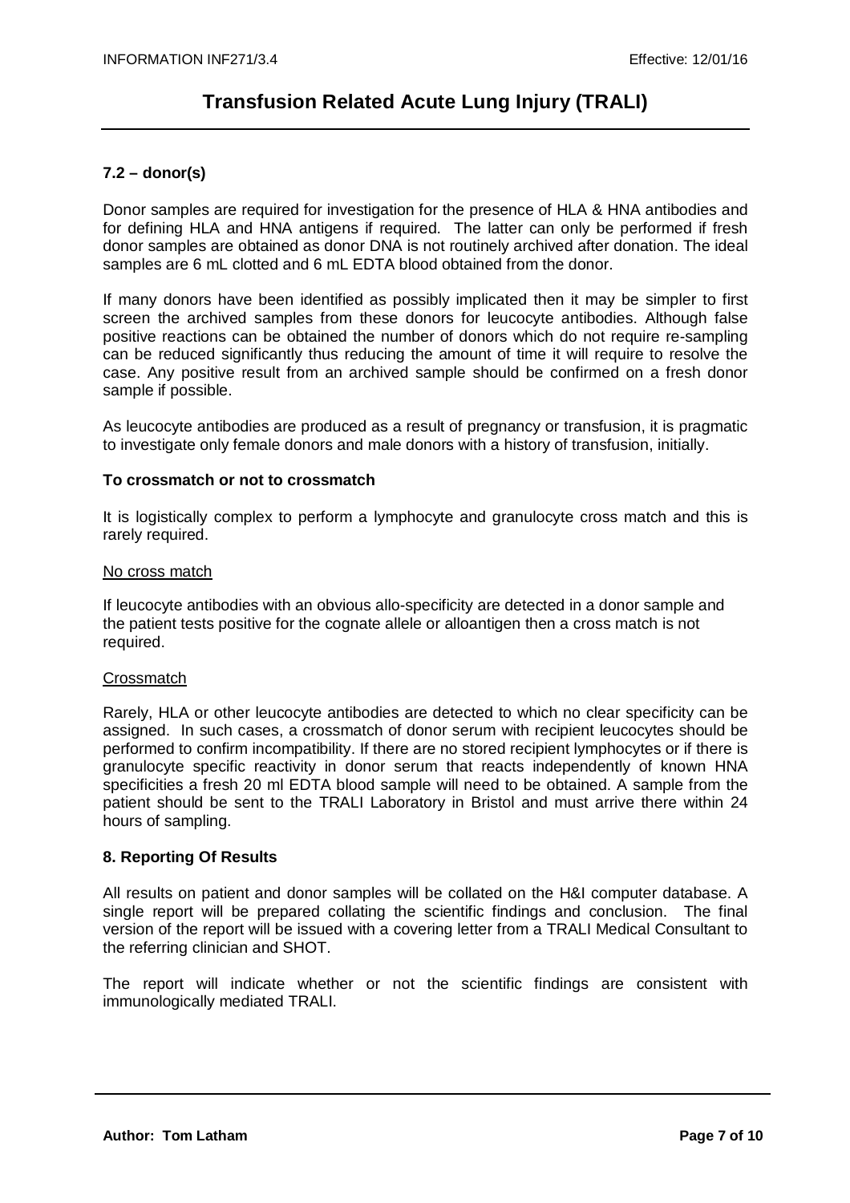### 7.2 – donor(s)

Donor samples are required for investigation for the presence of HLA & HNA antibodies and for defining HLA and HNA antigens if required. The latter can only be performed if fresh donor samples are obtained as donor DNA is not routinely archived after donation. The ideal samples are 6 mL clotted and 6 mL EDTA blood obtained from the donor.

If many donors have been identified as possibly implicated then it may be simpler to first screen the archived samples from these donors for leucocyte antibodies. Although false positive reactions can be obtained the number of donors which do not require re-sampling can be reduced significantly thus reducing the amount of time it will require to resolve the case. Any positive result from an archived sample should be confirmed on a fresh donor sample if possible.

As leucocyte antibodies are produced as a result of pregnancy or transfusion, it is pragmatic to investigate only female donors and male donors with a history of transfusion, initially.

#### To crossmatch or not to crossmatch

It is logistically complex to perform a lymphocyte and granulocyte cross match and this is rarely required.

No cross match

If leucocyte antibodies with an obvious allo-specificity are detected in a donor sample and the patient tests positive for the cognate allele or alloantigen then a cross match is not required.

Crossmatch

Rarely, HLA or other leucocyte antibodies are detected to which no clear specificity can be assigned. In such cases, a crossmatch of donor serum with recipient leucocytes should be performed to confirm incompatibility. If there are no stored recipient lymphocytes or if there is granulocyte specific reactivity in donor serum that reacts independently of known HNA specificities a fresh 20 ml EDTA blood sample will need to be obtained. A sample from the patient should be sent to the TRALI Laboratory in Bristol and must arrive there within 24 hours of sampling.

### 8. Reporting Of Results

All results on patient and donor samples will be collated on the H&I computer database. A single report will be prepared collating the scientific findings and conclusion. The final version of the report will be issued with a covering letter from a TRALI Medical Consultant to the referring clinician and SHOT.

The report will indicate whether or not the scientific findings are consistent with immunologically mediated TRALI.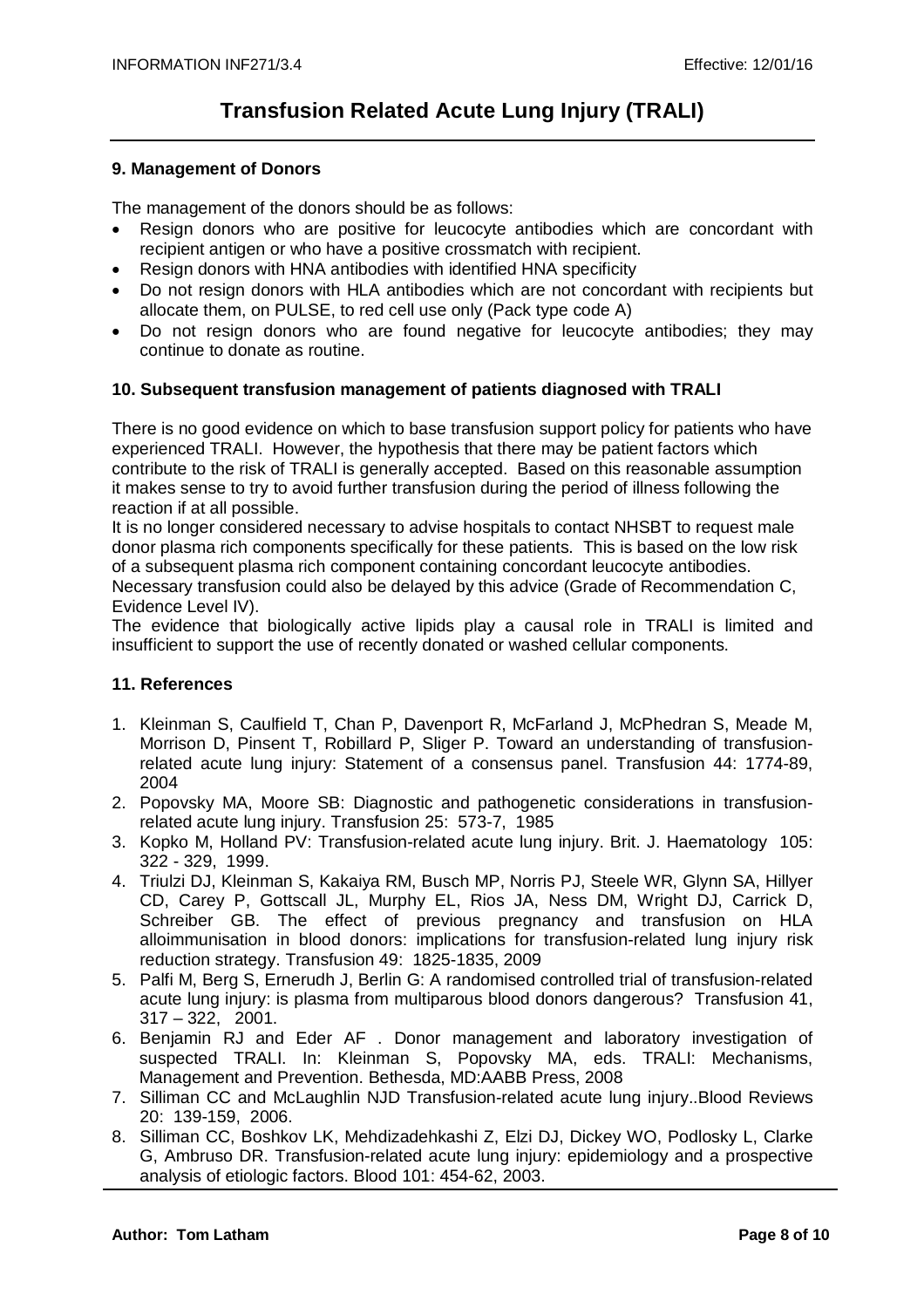## 9. Management of Donors

The management of the donors should be as follows:

- Resign donors who are positive for leucocyte antibodies which are concordant with recipient antigen or who have a positive crossmatch with recipient.
- Resign donors with HNA antibodies with identified HNA specificity
- Do not resign donors with HLA antibodies which are not concordant with recipients but allocate them, on PULSE, to red cell use only (Pack type code A)
- Do not resign donors who are found negative for leucocyte antibodies; they may continue to donate as routine.

## 10. Subsequent transfusion management of patients diagnosed with TRALI

There is no good evidence on which to base transfusion support policy for patients who have experienced TRALI. However, the hypothesis that there may be patient factors which contribute to the risk of TRALI is generally accepted. Based on this reasonable assumption it makes sense to try to avoid further transfusion during the period of illness following the reaction if at all possible.

It is no longer considered necessary to advise hospitals to contact NHSBT to request male donor plasma rich components specifically for these patients. This is based on the low risk of a subsequent plasma rich component containing concordant leucocyte antibodies. Necessary transfusion could also be delayed by this advice (Grade of Recommendation C, Evidence Level IV).

The evidence that biologically active lipids play a causal role in TRALI is limited and insufficient to support the use of recently donated or washed cellular components.

## 11. References

1. Kleinman S, Caulfield T, Chan P, Davenport R, McFarland J, McPhedran S, Meade M, Morrison D, Pinsent T, Robillard P, Sliger P. Toward an understanding of transfusion-related acute lung injury: Statement of a consensus panel. Transfusion 44: 1774-89, 2004
2. Popovsky MA, Moore SB: Diagnostic and pathogenetic considerations in transfusion-related acute lung injury. Transfusion 25: 573-7, 1985
3. Kopko M, Holland PV: Transfusion-related acute lung injury. Brit. J. Haematology 105: 322 - 329, 1999.
4. Triulzi DJ, Kleinman S, Kakaiya RM, Busch MP, Norris PJ, Steele WR, Glynn SA, Hillyer CD, Carey P, Gottscall JL, Murphy EL, Rios JA, Ness DM, Wright DJ, Carrick D, Schreiber GB. The effect of previous pregnancy and transfusion on HLA alloimmunisation in blood donors: implications for transfusion-related lung injury risk reduction strategy. Transfusion 49: 1825-1835, 2009
5. Palfi M, Berg S, Ernerudh J, Berlin G: A randomised controlled trial of transfusion-related acute lung injury: is plasma from multiparous blood donors dangerous? Transfusion 41, 317 – 322, 2001.
6. Benjamin RJ and Eder AF . Donor management and laboratory investigation of suspected TRALI. In: Kleinman S, Popovsky MA, eds. TRALI: Mechanisms, Management and Prevention. Bethesda, MD:AABB Press, 2008
7. Silliman CC and McLaughlin NJD Transfusion-related acute lung injury..Blood Reviews 20: 139-159, 2006.
8. Silliman CC, Boshkov LK, Mehdizadehkashi Z, Elzi DJ, Dickey WO, Podlosky L, Clarke G, Ambruso DR. Transfusion-related acute lung injury: epidemiology and a prospective analysis of etiologic factors. Blood 101: 454-62, 2003.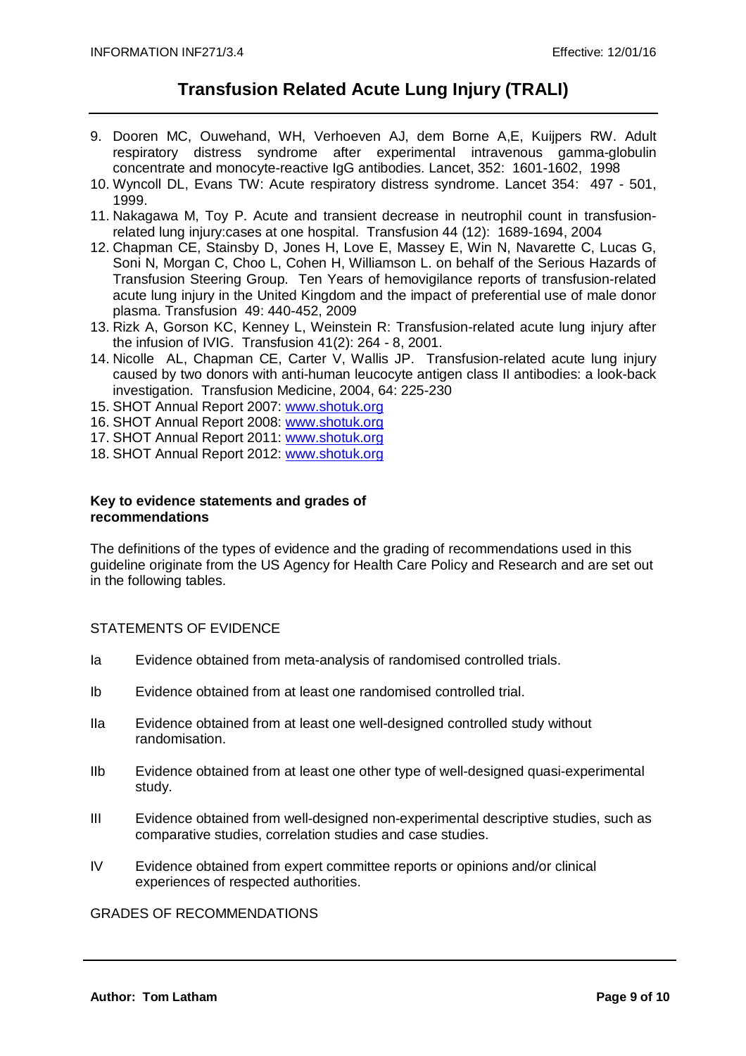9. Dooren MC, Ouwehand, WH, Verhoeven AJ, dem Borne A,E, Kuijpers RW. Adult respiratory distress syndrome after experimental intravenous gamma-globulin concentrate and monocyte-reactive IgG antibodies. Lancet, 352: 1601-1602, 1998
10. Wyncoll DL, Evans TW: Acute respiratory distress syndrome. Lancet 354: 497 - 501, 1999.
11. Nakagawa M, Toy P. Acute and transient decrease in neutrophil count in transfusion-related lung injury:cases at one hospital. Transfusion 44 (12): 1689-1694, 2004
12. Chapman CE, Stainsby D, Jones H, Love E, Massey E, Win N, Navarette C, Lucas G, Soni N, Morgan C, Choo L, Cohen H, Williamson L. on behalf of the Serious Hazards of Transfusion Steering Group. Ten Years of hemovigilance reports of transfusion-related acute lung injury in the United Kingdom and the impact of preferential use of male donor plasma. Transfusion 49: 440-452, 2009
13. Rizk A, Gorson KC, Kenney L, Weinstein R: Transfusion-related acute lung injury after the infusion of IVIG. Transfusion 41(2): 264 - 8, 2001.
14. Nicolle AL, Chapman CE, Carter V, Wallis JP. Transfusion-related acute lung injury caused by two donors with anti-human leucocyte antigen class II antibodies: a look-back investigation. Transfusion Medicine, 2004, 64: 225-230
15. SHOT Annual Report 2007: www.shotuk.org
16. SHOT Annual Report 2008: www.shotuk.org
17. SHOT Annual Report 2011: www.shotuk.org
18. SHOT Annual Report 2012: www.shotuk.org

**Key to evidence statements and grades of recommendations**

The definitions of the types of evidence and the grading of recommendations used in this guideline originate from the US Agency for Health Care Policy and Research and are set out in the following tables.

STATEMENTS OF EVIDENCE

| | |
|---|---|
| Ia | Evidence obtained from meta-analysis of randomised controlled trials. |
| Ib | Evidence obtained from at least one randomised controlled trial. |
| IIa | Evidence obtained from at least one well-designed controlled study without randomisation. |
| IIb | Evidence obtained from at least one other type of well-designed quasi-experimental study. |
| III | Evidence obtained from well-designed non-experimental descriptive studies, such as comparative studies, correlation studies and case studies. |
| IV | Evidence obtained from expert committee reports or opinions and/or clinical experiences of respected authorities. |

GRADES OF RECOMMENDATIONS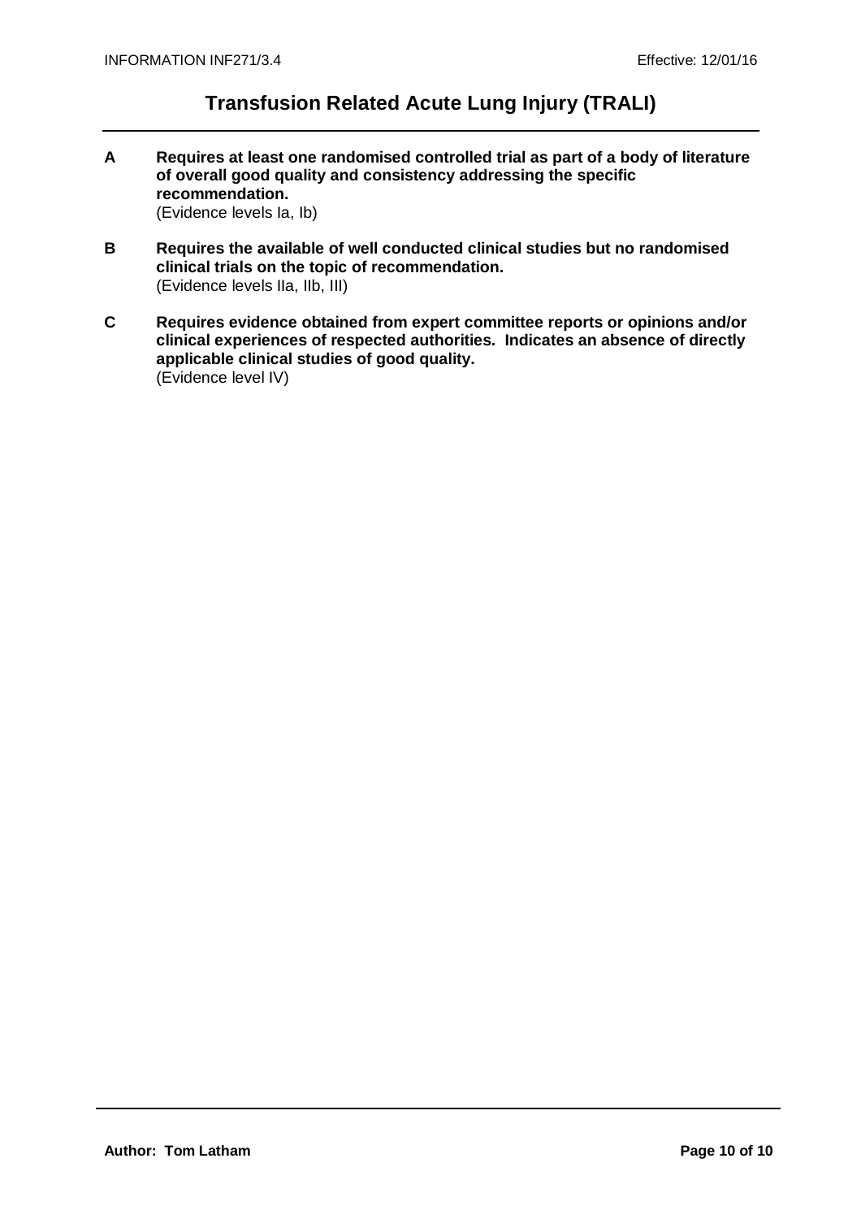# Transfusion Related Acute Lung Injury (TRALI)

**A** **Requires at least one randomised controlled trial as part of a body of literature of overall good quality and consistency addressing the specific recommendation.**
(Evidence levels Ia, Ib)

**B** **Requires the available of well conducted clinical studies but no randomised clinical trials on the topic of recommendation.**
(Evidence levels IIa, IIb, III)

**C** **Requires evidence obtained from expert committee reports or opinions and/or clinical experiences of respected authorities. Indicates an absence of directly applicable clinical studies of good quality.**
(Evidence level IV)